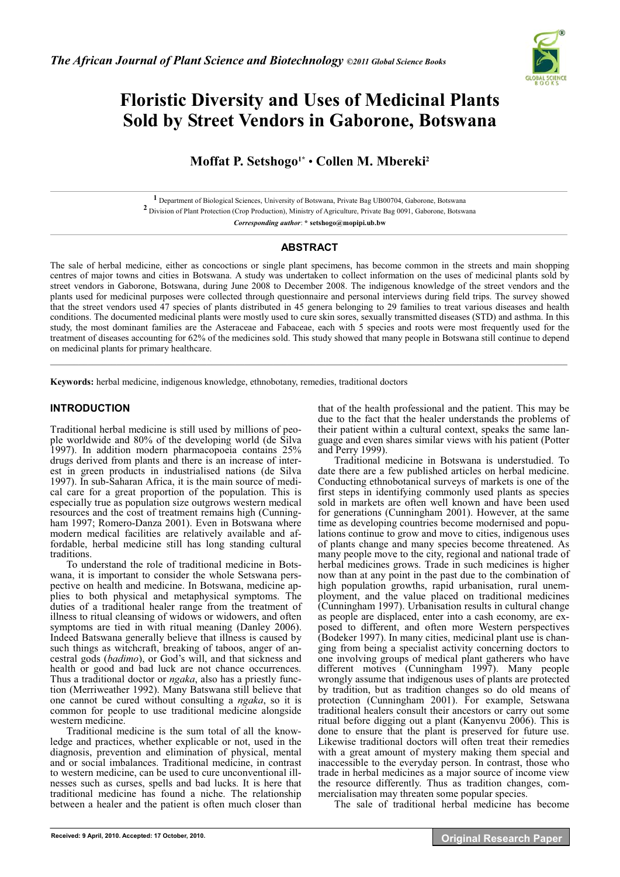# Floristic Diversity and Uses of Medicinal Plants Sold by Street Vendors in Gaborone, Botswana

**Moffat P. Setshogo[1*] • Collen M. Mbereki[2]**

[1] Department of Biological Sciences, University of Botswana, Private Bag UB00704, Gaborone, Botswana

[2] Division of Plant Protection (Crop Production), Ministry of Agriculture, Private Bag 0091, Gaborone, Botswana

***Corresponding author*: \* setshogo@mopipi.ub.bw**

## ABSTRACT

The sale of herbal medicine, either as concoctions or single plant specimens, has become common in the streets and main shopping centres of major towns and cities in Botswana. A study was undertaken to collect information on the uses of medicinal plants sold by street vendors in Gaborone, Botswana, during June 2008 to December 2008. The indigenous knowledge of the street vendors and the plants used for medicinal purposes were collected through questionnaire and personal interviews during field trips. The survey showed that the street vendors used 47 species of plants distributed in 45 genera belonging to 29 families to treat various diseases and health conditions. The documented medicinal plants were mostly used to cure skin sores, sexually transmitted diseases (STD) and asthma. In this study, the most dominant families are the Asteraceae and Fabaceae, each with 5 species and roots were most frequently used for the treatment of diseases accounting for 62% of the medicines sold. This study showed that many people in Botswana still continue to depend on medicinal plants for primary healthcare.

**Keywords:** herbal medicine, indigenous knowledge, ethnobotany, remedies, traditional doctors

## INTRODUCTION

Traditional herbal medicine is still used by millions of people worldwide and 80% of the developing world (de Silva 1997). In addition modern pharmacopoeia contains 25% drugs derived from plants and there is an increase of interest in green products in industrialised nations (de Silva 1997). In sub-Saharan Africa, it is the main source of medical care for a great proportion of the population. This is especially true as population size outgrows western medical resources and the cost of treatment remains high (Cunningham 1997; Romero-Danza 2001). Even in Botswana where modern medical facilities are relatively available and affordable, herbal medicine still has long standing cultural traditions.

To understand the role of traditional medicine in Botswana, it is important to consider the whole Setswana perspective on health and medicine. In Botswana, medicine applies to both physical and metaphysical symptoms. The duties of a traditional healer range from the treatment of illness to ritual cleansing of widows or widowers, and often symptoms are tied in with ritual meaning (Danley 2006). Indeed Batswana generally believe that illness is caused by such things as witchcraft, breaking of taboos, anger of ancestral gods (*badimo*), or God's will, and that sickness and health or good and bad luck are not chance occurrences. Thus a traditional doctor or *ngaka*, also has a priestly function (Merriweather 1992). Many Batswana still believe that one cannot be cured without consulting a *ngaka*, so it is common for people to use traditional medicine alongside western medicine.

Traditional medicine is the sum total of all the knowledge and practices, whether explicable or not, used in the diagnosis, prevention and elimination of physical, mental and or social imbalances. Traditional medicine, in contrast to western medicine, can be used to cure unconventional illnesses such as curses, spells and bad lucks. It is here that traditional medicine has found a niche. The relationship between a healer and the patient is often much closer than that of the health professional and the patient. This may be due to the fact that the healer understands the problems of their patient within a cultural context, speaks the same language and even shares similar views with his patient (Potter and Perry 1999).

Traditional medicine in Botswana is understudied. To date there are a few published articles on herbal medicine. Conducting ethnobotanical surveys of markets is one of the first steps in identifying commonly used plants as species sold in markets are often well known and have been used for generations (Cunningham 2001). However, at the same time as developing countries become modernised and populations continue to grow and move to cities, indigenous uses of plants change and many species become threatened. As many people move to the city, regional and national trade of herbal medicines grows. Trade in such medicines is higher now than at any point in the past due to the combination of high population growths, rapid urbanisation, rural unemployment, and the value placed on traditional medicines (Cunningham 1997). Urbanisation results in cultural change as people are displaced, enter into a cash economy, are exposed to different, and often more Western perspectives (Bodeker 1997). In many cities, medicinal plant use is changing from being a specialist activity concerning doctors to one involving groups of medical plant gatherers who have different motives (Cunningham 1997). Many people wrongly assume that indigenous uses of plants are protected by tradition, but as tradition changes so do old means of protection (Cunningham 2001). For example, Setswana traditional healers consult their ancestors or carry out some ritual before digging out a plant (Kanyenvu 2006). This is done to ensure that the plant is preserved for future use. Likewise traditional doctors will often treat their remedies with a great amount of mystery making them special and inaccessible to the everyday person. In contrast, those who trade in herbal medicines as a major source of income view the resource differently. Thus as tradition changes, commercialisation may threaten some popular species.

The sale of traditional herbal medicine has become

Received: 9 April, 2010. Accepted: 17 October, 2010.

Original Research Paper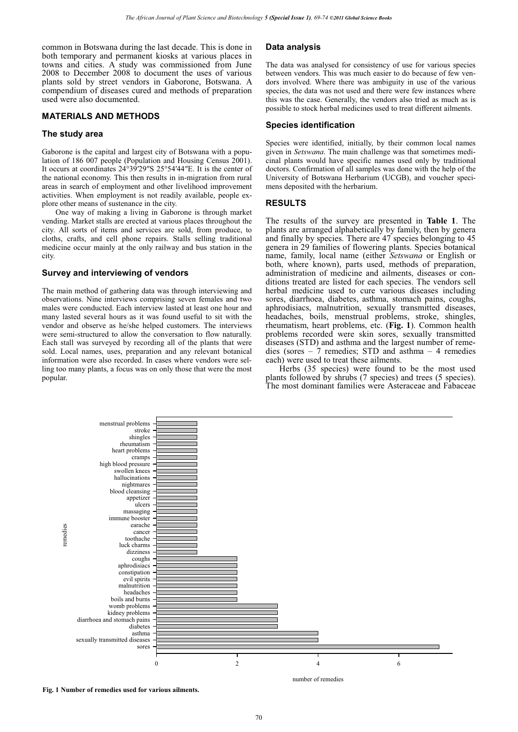common in Botswana during the last decade. This is done in both temporary and permanent kiosks at various places in towns and cities. A study was commissioned from June 2008 to December 2008 to document the uses of various plants sold by street vendors in Gaborone, Botswana. A compendium of diseases cured and methods of preparation used were also documented.

## MATERIALS AND METHODS

### The study area

Gaborone is the capital and largest city of Botswana with a population of 186 007 people (Population and Housing Census 2001). It occurs at coordinates 24°39′29″S 25°54′44″E. It is the center of the national economy. This then results in in-migration from rural areas in search of employment and other livelihood improvement activities. When employment is not readily available, people explore other means of sustenance in the city.

One way of making a living in Gaborone is through market vending. Market stalls are erected at various places throughout the city. All sorts of items and services are sold, from produce, to cloths, crafts, and cell phone repairs. Stalls selling traditional medicine occur mainly at the only railway and bus station in the city.

### Survey and interviewing of vendors

The main method of gathering data was through interviewing and observations. Nine interviews comprising seven females and two males were conducted. Each interview lasted at least one hour and many lasted several hours as it was found useful to sit with the vendor and observe as he/she helped customers. The interviews were semi-structured to allow the conversation to flow naturally. Each stall was surveyed by recording all of the plants that were sold. Local names, uses, preparation and any relevant botanical information were also recorded. In cases where vendors were selling too many plants, a focus was on only those that were the most popular.

### Data analysis

The data was analysed for consistency of use for various species between vendors. This was much easier to do because of few vendors involved. Where there was ambiguity in use of the various species, the data was not used and there were few instances where this was the case. Generally, the vendors also tried as much as is possible to stock herbal medicines used to treat different ailments.

### Species identification

Species were identified, initially, by their common local names given in *Setswana*. The main challenge was that sometimes medicinal plants would have specific names used only by traditional doctors. Confirmation of all samples was done with the help of the University of Botswana Herbarium (UCGB), and voucher specimens deposited with the herbarium.

## RESULTS

The results of the survey are presented in **Table 1**. The plants are arranged alphabetically by family, then by genera and finally by species. There are 47 species belonging to 45 genera in 29 families of flowering plants. Species botanical name, family, local name (either *Setswana* or English or both, where known), parts used, methods of preparation, administration of medicine and ailments, diseases or conditions treated are listed for each species. The vendors sell herbal medicine used to cure various diseases including sores, diarrhoea, diabetes, asthma, stomach pains, coughs, aphrodisiacs, malnutrition, sexually transmitted diseases, headaches, boils, menstrual problems, stroke, shingles, rheumatism, heart problems, etc. (**Fig. 1**). Common health problems recorded were skin sores, sexually transmitted diseases (STD) and asthma and the largest number of remedies (sores – 7 remedies; STD and asthma – 4 remedies each) were used to treat these ailments.

Herbs (35 species) were found to be the most used plants followed by shrubs (7 species) and trees (5 species). The most dominant families were Asteraceae and Fabaceae

remedies

menstrual problems
stroke
shingles
rheumatism
heart problems
cramps
high blood pressure
swollen knees
hallucinations
nightmares
blood cleansing
appetizer
ulcers
massaging
immune booster
earache
cancer
toothache
luck charms
dizziness
coughs
aphrodisiacs
constipation
evil spirits
malnutrition
headaches
boils and burns
womb problems
kidney problems
diarrhoea and stomach pains
diabetes
asthma
sexually transmitted diseases
sores

0 2 4 6

number of remedies

**Fig. 1 Number of remedies used for various ailments.**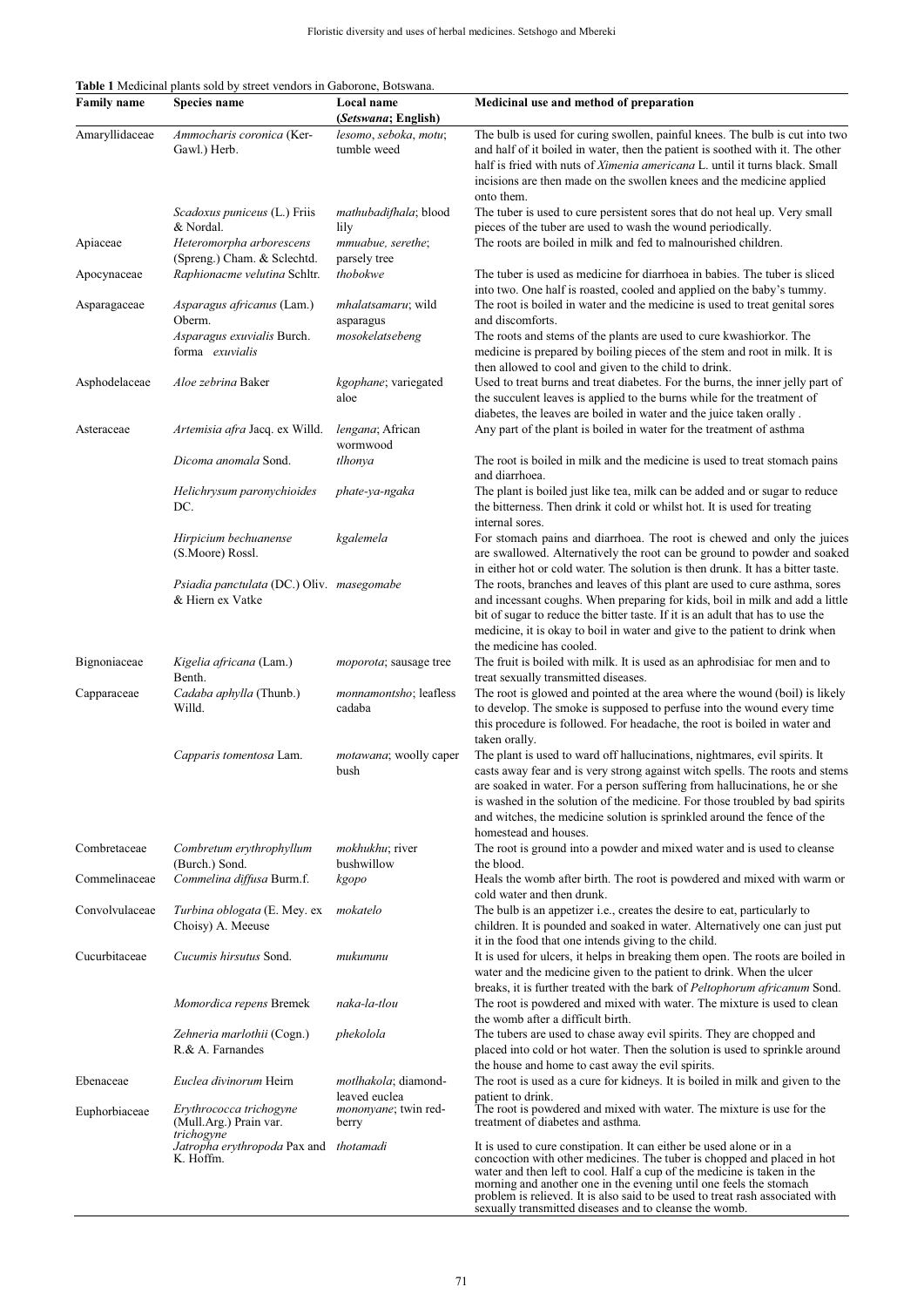**Table 1** Medicinal plants sold by street vendors in Gaborone, Botswana.

| Family name | Species name | Local name (*Setswana*; English) | Medicinal use and method of preparation |
|---|---|---|---|
| Amaryllidaceae | *Ammocharis coronica* (Ker-Gawl.) Herb. | *lesomo*, *seboka*, *motu*; tumble weed | The bulb is used for curing swollen, painful knees. The bulb is cut into two and half of it boiled in water, then the patient is soothed with it. The other half is fried with nuts of *Ximenia americana* L. until it turns black. Small incisions are then made on the swollen knees and the medicine applied onto them. |
| | *Scadoxus puniceus* (L.) Friis & Nordal. | *mathubadifhala*; blood lily | The tuber is used to cure persistent sores that do not heal up. Very small pieces of the tuber are used to wash the wound periodically. |
| Apiaceae | *Heteromorpha arborescens* (Spreng.) Cham. & Sclechtd. | *mmuabue*, *serethe*; parsely tree | The roots are boiled in milk and fed to malnourished children. |
| Apocynaceae | *Raphionacme velutina* Schltr. | *thobokwe* | The tuber is used as medicine for diarrhoea in babies. The tuber is sliced into two. One half is roasted, cooled and applied on the baby's tummy. |
| Asparagaceae | *Asparagus africanus* (Lam.) Oberm. | *mhalatsamaru*; wild asparagus | The root is boiled in water and the medicine is used to treat genital sores and discomforts. |
| | *Asparagus exuvialis* Burch. forma *exuvialis* | *mosokelatsebeng* | The roots and stems of the plants are used to cure kwashiorkor. The medicine is prepared by boiling pieces of the stem and root in milk. It is then allowed to cool and given to the child to drink. |
| Asphodelaceae | *Aloe zebrina* Baker | *kgophane*; variegated aloe | Used to treat burns and treat diabetes. For the burns, the inner jelly part of the succulent leaves is applied to the burns while for the treatment of diabetes, the leaves are boiled in water and the juice taken orally . |
| Asteraceae | *Artemisia afra* Jacq. ex Willd. | *lengana*; African wormwood | Any part of the plant is boiled in water for the treatment of asthma |
| | *Dicoma anomala* Sond. | *tlhonya* | The root is boiled in milk and the medicine is used to treat stomach pains and diarrhoea. |
| | *Helichrysum paronychioides* DC. | *phate-ya-ngaka* | The plant is boiled just like tea, milk can be added and or sugar to reduce the bitterness. Then drink it cold or whilst hot. It is used for treating internal sores. |
| | *Hirpicium bechuanense* (S.Moore) Rossl. | *kgalemela* | For stomach pains and diarrhoea. The root is chewed and only the juices are swallowed. Alternatively the root can be ground to powder and soaked in either hot or cold water. The solution is then drunk. It has a bitter taste. |
| | *Psiadia panctulata* (DC.) Oliv. & Hiern ex Vatke | *masegomabe* | The roots, branches and leaves of this plant are used to cure asthma, sores and incessant coughs. When preparing for kids, boil in milk and add a little bit of sugar to reduce the bitter taste. If it is an adult that has to use the medicine, it is okay to boil in water and give to the patient to drink when the medicine has cooled. |
| Bignoniaceae | *Kigelia africana* (Lam.) Benth. | *moporota*; sausage tree | The fruit is boiled with milk. It is used as an aphrodisiac for men and to treat sexually transmitted diseases. |
| Capparaceae | *Cadaba aphylla* (Thunb.) Willd. | *monnamontsho*; leafless cadaba | The root is glowed and pointed at the area where the wound (boil) is likely to develop. The smoke is supposed to perfuse into the wound every time this procedure is followed. For headache, the root is boiled in water and taken orally. |
| | *Capparis tomentosa* Lam. | *motawana*; woolly caper bush | The plant is used to ward off hallucinations, nightmares, evil spirits. It casts away fear and is very strong against witch spells. The roots and stems are soaked in water. For a person suffering from hallucinations, he or she is washed in the solution of the medicine. For those troubled by bad spirits and witches, the medicine solution is sprinkled around the fence of the homestead and houses. |
| Combretaceae | *Combretum erythrophyllum* (Burch.) Sond. | *mokhukhu*; river bushwillow | The root is ground into a powder and mixed water and is used to cleanse the blood. |
| Commelinaceae | *Commelina diffusa* Burm.f. | *kgopo* | Heals the womb after birth. The root is powdered and mixed with warm or cold water and then drunk. |
| Convolvulaceae | *Turbina oblogata* (E. Mey. ex Choisy) A. Meeuse | *mokatelo* | The bulb is an appetizer i.e., creates the desire to eat, particularly to children. It is pounded and soaked in water. Alternatively one can just put it in the food that one intends giving to the child. |
| Cucurbitaceae | *Cucumis hirsutus* Sond. | *mukununu* | It is used for ulcers, it helps in breaking them open. The roots are boiled in water and the medicine given to the patient to drink. When the ulcer breaks, it is further treated with the bark of *Peltophorum africanum* Sond. |
| | *Momordica repens* Bremek | *naka-la-tlou* | The root is powdered and mixed with water. The mixture is used to clean the womb after a difficult birth. |
| | *Zehneria marlothii* (Cogn.) R.& A. Farnandes | *phekolola* | The tubers are used to chase away evil spirits. They are chopped and placed into cold or hot water. Then the solution is used to sprinkle around the house and home to cast away the evil spirits. |
| Ebenaceae | *Euclea divinorum* Heirn | *motlhakola*; diamond-leaved euclea | The root is used as a cure for kidneys. It is boiled in milk and given to the patient to drink. |
| Euphorbiaceae | *Erythrococca trichogyne* (Mull.Arg.) Prain var. *trichogyne* | *mononyane*; twin red-berry | The root is powdered and mixed with water. The mixture is use for the treatment of diabetes and asthma. |
| | *Jatropha erythropoda* Pax and K. Hoffm. | *thotamadi* | It is used to cure constipation. It can either be used alone or in a concoction with other medicines. The tuber is chopped and placed in hot water and then left to cool. Half a cup of the medicine is taken in the morning and another one in the evening until one feels the stomach problem is relieved. It is also said to be used to treat rash associated with sexually transmitted diseases and to cleanse the womb. |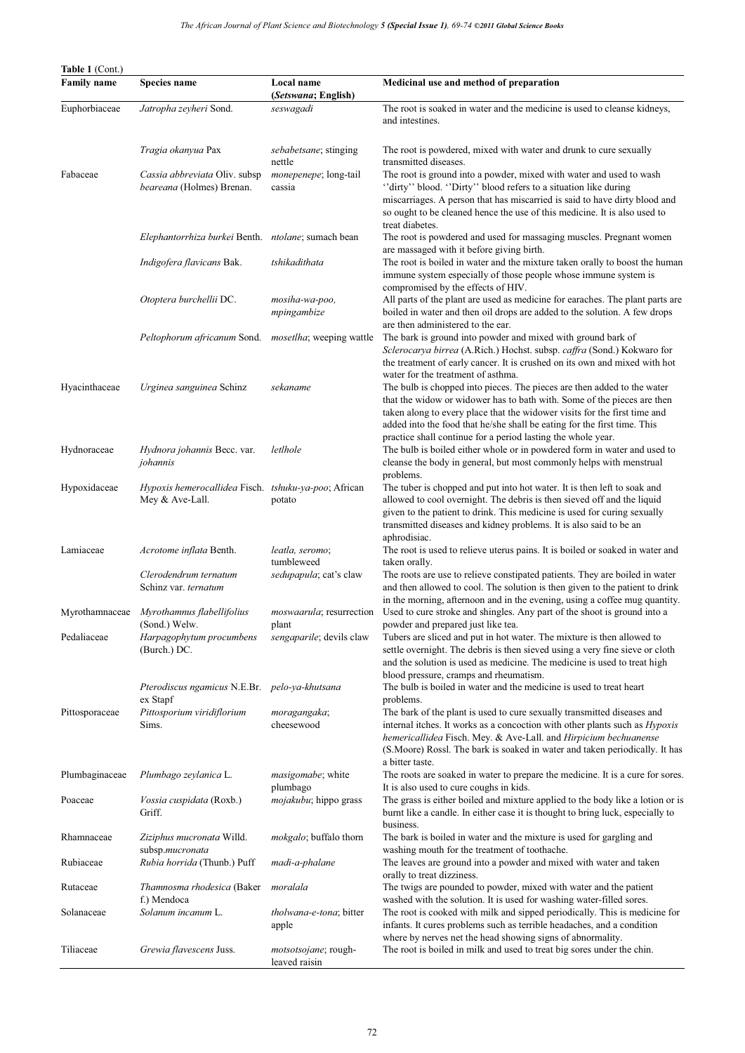**Table 1** (Cont.)

| Family name | Species name | Local name (*Setswana*; English) | Medicinal use and method of preparation |
|---|---|---|---|
| Euphorbiaceae | *Jatropha zeyheri* Sond. | *seswagadi* | The root is soaked in water and the medicine is used to cleanse kidneys, and intestines. |
| | *Tragia okanyua* Pax | *sebabetsane*; stinging nettle | The root is powdered, mixed with water and drunk to cure sexually transmitted diseases. |
| Fabaceae | *Cassia abbreviata* Oliv. subsp *beareana* (Holmes) Brenan. | *monepenepe*; long-tail cassia | The root is ground into a powder, mixed with water and used to wash ''dirty'' blood. ''Dirty'' blood refers to a situation like during miscarriages. A person that has miscarried is said to have dirty blood and so ought to be cleaned hence the use of this medicine. It is also used to treat diabetes. |
| | *Elephantorrhiza burkei* Benth. | *ntolane*; sumach bean | The root is powdered and used for massaging muscles. Pregnant women are massaged with it before giving birth. |
| | *Indigofera flavicans* Bak. | *tshikadithata* | The root is boiled in water and the mixture taken orally to boost the human immune system especially of those people whose immune system is compromised by the effects of HIV. |
| | *Otoptera burchellii* DC. | *mosiha-wa-poo*, *mpingambize* | All parts of the plant are used as medicine for earaches. The plant parts are boiled in water and then oil drops are added to the solution. A few drops are then administered to the ear. |
| | *Peltophorum africanum* Sond. | *mosetlha*; weeping wattle | The bark is ground into powder and mixed with ground bark of *Sclerocarya birrea* (A.Rich.) Hochst. subsp. *caffra* (Sond.) Kokwaro for the treatment of early cancer. It is crushed on its own and mixed with hot water for the treatment of asthma. |
| Hyacinthaceae | *Urginea sanguinea* Schinz | *sekaname* | The bulb is chopped into pieces. The pieces are then added to the water that the widow or widower has to bath with. Some of the pieces are then taken along to every place that the widower visits for the first time and added into the food that he/she shall be eating for the first time. This practice shall continue for a period lasting the whole year. |
| Hydnoraceae | *Hydnora johannis* Becc. var. *johannis* | *letlhole* | The bulb is boiled either whole or in powdered form in water and used to cleanse the body in general, but most commonly helps with menstrual problems. |
| Hypoxidaceae | *Hypoxis hemerocallidea* Fisch. Mey & Ave-Lall. | *tshuku-ya-poo*; African potato | The tuber is chopped and put into hot water. It is then left to soak and allowed to cool overnight. The debris is then sieved off and the liquid given to the patient to drink. This medicine is used for curing sexually transmitted diseases and kidney problems. It is also said to be an aphrodisiac. |
| Lamiaceae | *Acrotome inflata* Benth. | *leatla, seromo*; tumbleweed | The root is used to relieve uterus pains. It is boiled or soaked in water and taken orally. |
| | *Clerodendrum ternatum* Schinz var. *ternatum* | *sedupapula*; cat's claw | The roots are use to relieve constipated patients. They are boiled in water and then allowed to cool. The solution is then given to the patient to drink in the morning, afternoon and in the evening, using a coffee mug quantity. |
| Myrothamnaceae | *Myrothamnus flabellifolius* (Sond.) Welw. | *moswaarula*; resurrection plant | Used to cure stroke and shingles. Any part of the shoot is ground into a powder and prepared just like tea. |
| Pedaliaceae | *Harpagophytum procumbens* (Burch.) DC. | *sengaparile*; devils claw | Tubers are sliced and put in hot water. The mixture is then allowed to settle overnight. The debris is then sieved using a very fine sieve or cloth and the solution is used as medicine. The medicine is used to treat high blood pressure, cramps and rheumatism. |
| | *Pterodiscus ngamicus* N.E.Br. ex Stapf | *pelo-ya-khutsana* | The bulb is boiled in water and the medicine is used to treat heart problems. |
| Pittosporaceae | *Pittosporium viridiflorium* Sims. | *moragangaka*; cheesewood | The bark of the plant is used to cure sexually transmitted diseases and internal itches. It works as a concoction with other plants such as *Hypoxis hemericallidea* Fisch. Mey. & Ave-Lall. and *Hirpicium bechuanense* (S.Moore) Rossl. The bark is soaked in water and taken periodically. It has a bitter taste. |
| Plumbaginaceae | *Plumbago zeylanica* L. | *masigomabe*; white plumbago | The roots are soaked in water to prepare the medicine. It is a cure for sores. It is also used to cure coughs in kids. |
| Poaceae | *Vossia cuspidata* (Roxb.) Griff. | *mojakubu*; hippo grass | The grass is either boiled and mixture applied to the body like a lotion or is burnt like a candle. In either case it is thought to bring luck, especially to business. |
| Rhamnaceae | *Ziziphus mucronata* Willd. subsp.*mucronata* | *mokgalo*; buffalo thorn | The bark is boiled in water and the mixture is used for gargling and washing mouth for the treatment of toothache. |
| Rubiaceae | *Rubia horrida* (Thunb.) Puff | *madi-a-phalane* | The leaves are ground into a powder and mixed with water and taken orally to treat dizziness. |
| Rutaceae | *Thamnosma rhodesica* (Baker f.) Mendoca | *moralala* | The twigs are pounded to powder, mixed with water and the patient washed with the solution. It is used for washing water-filled sores. |
| Solanaceae | *Solanum incanum* L. | *tholwana-e-tona*; bitter apple | The root is cooked with milk and sipped periodically. This is medicine for infants. It cures problems such as terrible headaches, and a condition where by nerves net the head showing signs of abnormality. |
| Tiliaceae | *Grewia flavescens* Juss. | *motsotsojane*; rough-leaved raisin | The root is boiled in milk and used to treat big sores under the chin. |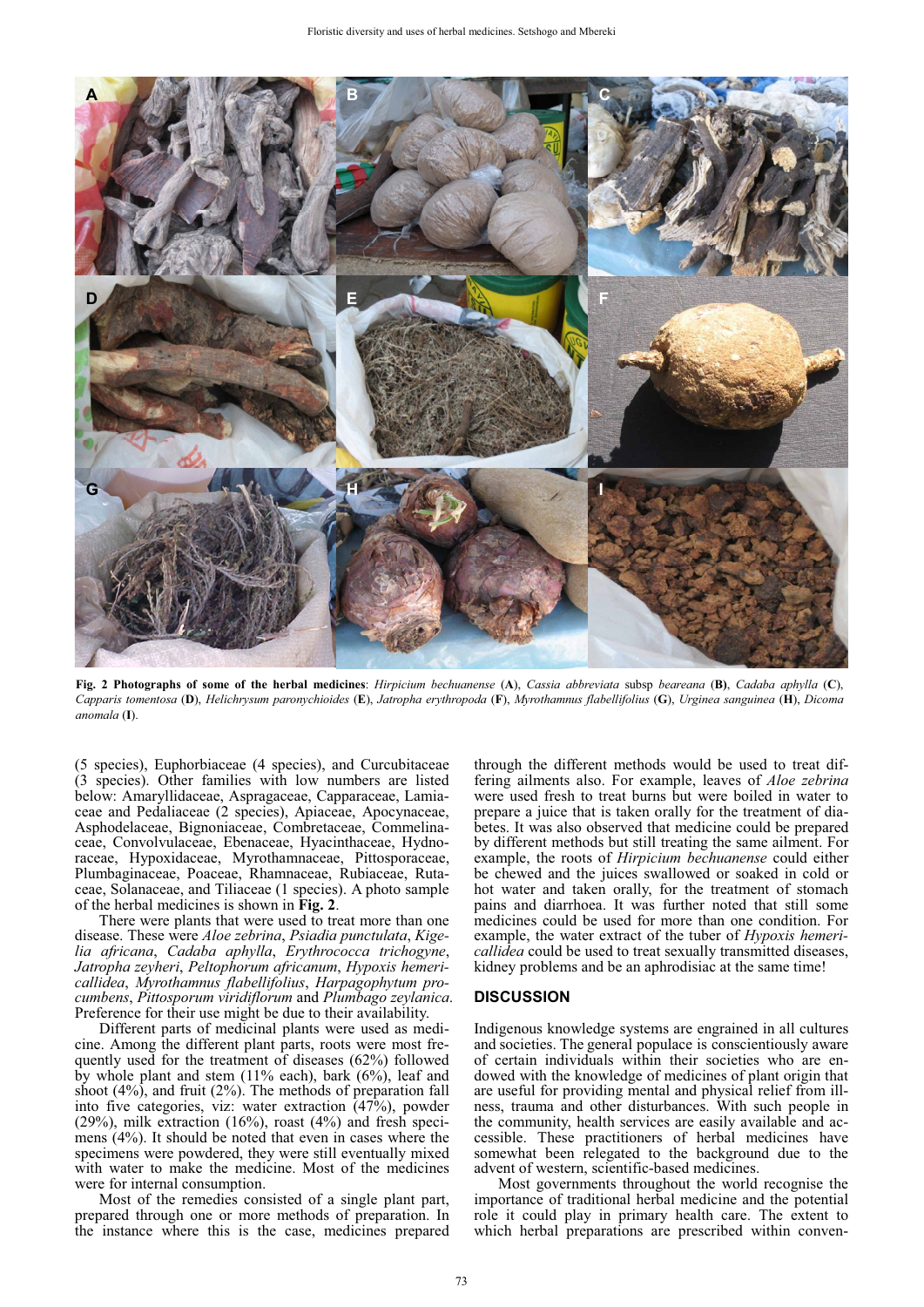**Fig. 2 Photographs of some of the herbal medicines**: *Hirpicium bechuanense* (**A**), *Cassia abbreviata* subsp *beareana* (**B**), *Cadaba aphylla* (**C**), *Capparis tomentosa* (**D**), *Helichrysum paronychioides* (**E**), *Jatropha erythropoda* (**F**), *Myrothamnus flabellifolius* (**G**), *Urginea sanguinea* (**H**), *Dicoma anomala* (**I**).

(5 species), Euphorbiaceae (4 species), and Curcubitaceae (3 species). Other families with low numbers are listed below: Amaryllidaceae, Aspragaceae, Capparaceae, Lamiaceae and Pedaliaceae (2 species), Apiaceae, Apocynaceae, Asphodelaceae, Bignoniaceae, Combretaceae, Commelinaceae, Convolvulaceae, Ebenaceae, Hyacinthaceae, Hydnoraceae, Hypoxidaceae, Myrothamnaceae, Pittosporaceae, Plumbaginaceae, Poaceae, Rhamnaceae, Rubiaceae, Rutaceae, Solanaceae, and Tiliaceae (1 species). A photo sample of the herbal medicines is shown in **Fig. 2**.

There were plants that were used to treat more than one disease. These were *Aloe zebrina*, *Psiadia punctulata*, *Kigelia africana*, *Cadaba aphylla*, *Erythrococca trichogyne*, *Jatropha zeyheri*, *Peltophorum africanum*, *Hypoxis hemericallidea*, *Myrothamnus flabellifolius*, *Harpagophytum procumbens*, *Pittosporum viridiflorum* and *Plumbago zeylanica*. Preference for their use might be due to their availability.

Different parts of medicinal plants were used as medicine. Among the different plant parts, roots were most frequently used for the treatment of diseases (62%) followed by whole plant and stem (11% each), bark (6%), leaf and shoot (4%), and fruit (2%). The methods of preparation fall into five categories, viz: water extraction (47%), powder (29%), milk extraction (16%), roast (4%) and fresh specimens (4%). It should be noted that even in cases where the specimens were powdered, they were still eventually mixed with water to make the medicine. Most of the medicines were for internal consumption.

Most of the remedies consisted of a single plant part, prepared through one or more methods of preparation. In the instance where this is the case, medicines prepared through the different methods would be used to treat differing ailments also. For example, leaves of *Aloe zebrina* were used fresh to treat burns but were boiled in water to prepare a juice that is taken orally for the treatment of diabetes. It was also observed that medicine could be prepared by different methods but still treating the same ailment. For example, the roots of *Hirpicium bechuanense* could either be chewed and the juices swallowed or soaked in cold or hot water and taken orally, for the treatment of stomach pains and diarrhoea. It was further noted that still some medicines could be used for more than one condition. For example, the water extract of the tuber of *Hypoxis hemericallidea* could be used to treat sexually transmitted diseases, kidney problems and be an aphrodisiac at the same time!

## DISCUSSION

Indigenous knowledge systems are engrained in all cultures and societies. The general populace is conscientiously aware of certain individuals within their societies who are endowed with the knowledge of medicines of plant origin that are useful for providing mental and physical relief from illness, trauma and other disturbances. With such people in the community, health services are easily available and accessible. These practitioners of herbal medicines have somewhat been relegated to the background due to the advent of western, scientific-based medicines.

Most governments throughout the world recognise the importance of traditional herbal medicine and the potential role it could play in primary health care. The extent to which herbal preparations are prescribed within conven-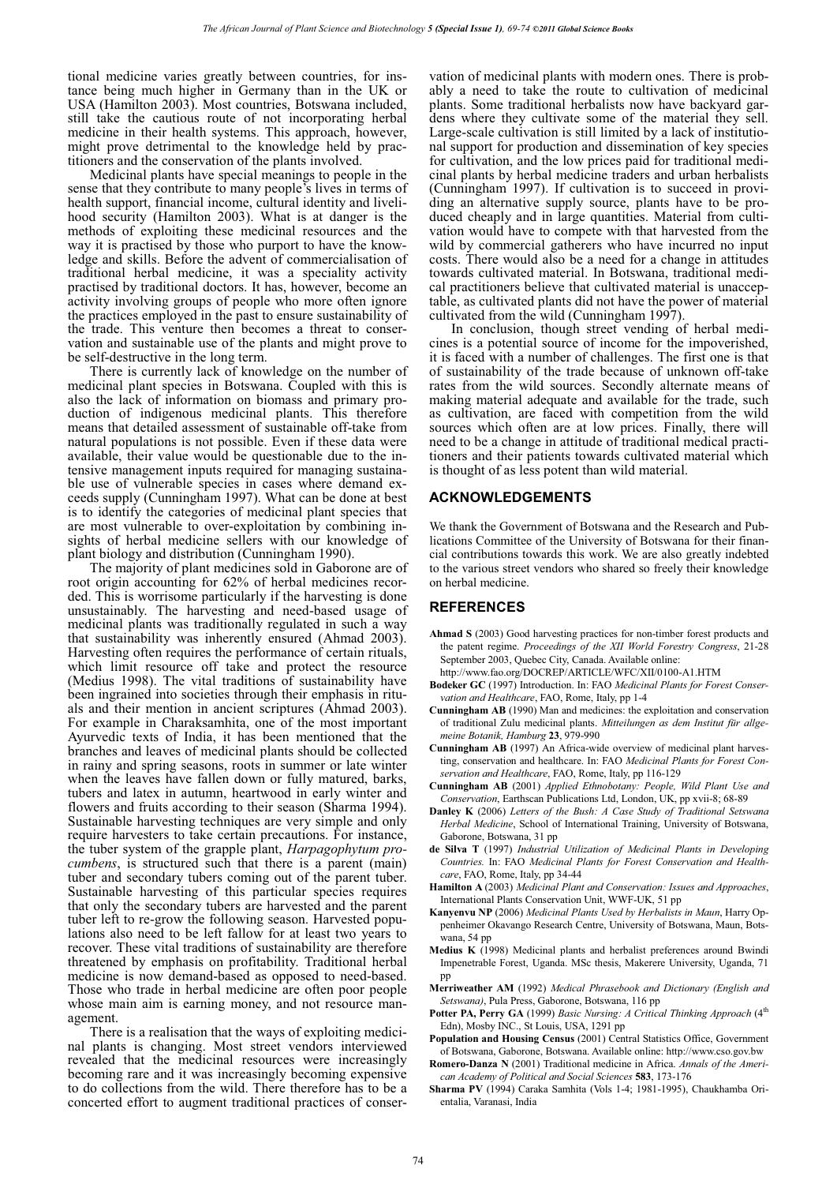tional medicine varies greatly between countries, for instance being much higher in Germany than in the UK or USA (Hamilton 2003). Most countries, Botswana included, still take the cautious route of not incorporating herbal medicine in their health systems. This approach, however, might prove detrimental to the knowledge held by practitioners and the conservation of the plants involved.

Medicinal plants have special meanings to people in the sense that they contribute to many people's lives in terms of health support, financial income, cultural identity and livelihood security (Hamilton 2003). What is at danger is the methods of exploiting these medicinal resources and the way it is practised by those who purport to have the knowledge and skills. Before the advent of commercialisation of traditional herbal medicine, it was a speciality activity practised by traditional doctors. It has, however, become an activity involving groups of people who more often ignore the practices employed in the past to ensure sustainability of the trade. This venture then becomes a threat to conservation and sustainable use of the plants and might prove to be self-destructive in the long term.

There is currently lack of knowledge on the number of medicinal plant species in Botswana. Coupled with this is also the lack of information on biomass and primary production of indigenous medicinal plants. This therefore means that detailed assessment of sustainable off-take from natural populations is not possible. Even if these data were available, their value would be questionable due to the intensive management inputs required for managing sustainable use of vulnerable species in cases where demand exceeds supply (Cunningham 1997). What can be done at best is to identify the categories of medicinal plant species that are most vulnerable to over-exploitation by combining insights of herbal medicine sellers with our knowledge of plant biology and distribution (Cunningham 1990).

The majority of plant medicines sold in Gaborone are of root origin accounting for 62% of herbal medicines recorded. This is worrisome particularly if the harvesting is done unsustainably. The harvesting and need-based usage of medicinal plants was traditionally regulated in such a way that sustainability was inherently ensured (Ahmad 2003). Harvesting often requires the performance of certain rituals, which limit resource off take and protect the resource (Medius 1998). The vital traditions of sustainability have been ingrained into societies through their emphasis in rituals and their mention in ancient scriptures (Ahmad 2003). For example in Charaksamhita, one of the most important Ayurvedic texts of India, it has been mentioned that the branches and leaves of medicinal plants should be collected in rainy and spring seasons, roots in summer or late winter when the leaves have fallen down or fully matured, barks, tubers and latex in autumn, heartwood in early winter and flowers and fruits according to their season (Sharma 1994). Sustainable harvesting techniques are very simple and only require harvesters to take certain precautions. For instance, the tuber system of the grapple plant, *Harpagophytum procumbens*, is structured such that there is a parent (main) tuber and secondary tubers coming out of the parent tuber. Sustainable harvesting of this particular species requires that only the secondary tubers are harvested and the parent tuber left to re-grow the following season. Harvested populations also need to be left fallow for at least two years to recover. These vital traditions of sustainability are therefore threatened by emphasis on profitability. Traditional herbal medicine is now demand-based as opposed to need-based. Those who trade in herbal medicine are often poor people whose main aim is earning money, and not resource management.

There is a realisation that the ways of exploiting medicinal plants is changing. Most street vendors interviewed revealed that the medicinal resources were increasingly becoming rare and it was increasingly becoming expensive to do collections from the wild. There therefore has to be a concerted effort to augment traditional practices of conservation of medicinal plants with modern ones. There is probably a need to take the route to cultivation of medicinal plants. Some traditional herbalists now have backyard gardens where they cultivate some of the material they sell. Large-scale cultivation is still limited by a lack of institutional support for production and dissemination of key species for cultivation, and the low prices paid for traditional medicinal plants by herbal medicine traders and urban herbalists (Cunningham 1997). If cultivation is to succeed in providing an alternative supply source, plants have to be produced cheaply and in large quantities. Material from cultivation would have to compete with that harvested from the wild by commercial gatherers who have incurred no input costs. There would also be a need for a change in attitudes towards cultivated material. In Botswana, traditional medical practitioners believe that cultivated material is unacceptable, as cultivated plants did not have the power of material cultivated from the wild (Cunningham 1997).

In conclusion, though street vending of herbal medicines is a potential source of income for the impoverished, it is faced with a number of challenges. The first one is that of sustainability of the trade because of unknown off-take rates from the wild sources. Secondly alternate means of making material adequate and available for the trade, such as cultivation, are faced with competition from the wild sources which often are at low prices. Finally, there will need to be a change in attitude of traditional medical practitioners and their patients towards cultivated material which is thought of as less potent than wild material.

## ACKNOWLEDGEMENTS

We thank the Government of Botswana and the Research and Publications Committee of the University of Botswana for their financial contributions towards this work. We are also greatly indebted to the various street vendors who shared so freely their knowledge on herbal medicine.

## REFERENCES

**Ahmad S** (2003) Good harvesting practices for non-timber forest products and the patent regime. *Proceedings of the XII World Forestry Congress*, 21-28 September 2003, Quebec City, Canada. Available online: http://www.fao.org/DOCREP/ARTICLE/WFC/XII/0100-A1.HTM

**Bodeker GC** (1997) Introduction. In: FAO *Medicinal Plants for Forest Conservation and Healthcare*, FAO, Rome, Italy, pp 1-4

**Cunningham AB** (1990) Man and medicines: the exploitation and conservation of traditional Zulu medicinal plants. *Mitteilungen as dem Institut für allgemeine Botanik, Hamburg* **23**, 979-990

**Cunningham AB** (1997) An Africa-wide overview of medicinal plant harvesting, conservation and healthcare. In: FAO *Medicinal Plants for Forest Conservation and Healthcare*, FAO, Rome, Italy, pp 116-129

**Cunningham AB** (2001) *Applied Ethnobotany: People, Wild Plant Use and Conservation*, Earthscan Publications Ltd, London, UK, pp xvii-8; 68-89

**Danley K** (2006) *Letters of the Bush: A Case Study of Traditional Setswana Herbal Medicine*, School of International Training, University of Botswana, Gaborone, Botswana, 31 pp

**de Silva T** (1997) *Industrial Utilization of Medicinal Plants in Developing Countries.* In: FAO *Medicinal Plants for Forest Conservation and Healthcare*, FAO, Rome, Italy, pp 34-44

**Hamilton A** (2003) *Medicinal Plant and Conservation: Issues and Approaches*, International Plants Conservation Unit, WWF-UK, 51 pp

**Kanyenvu NP** (2006) *Medicinal Plants Used by Herbalists in Maun*, Harry Oppenheimer Okavango Research Centre, University of Botswana, Maun, Botswana, 54 pp

**Medius K** (1998) Medicinal plants and herbalist preferences around Bwindi Impenetrable Forest, Uganda. MSc thesis, Makerere University, Uganda, 71 pp

**Merriweather AM** (1992) *Medical Phrasebook and Dictionary (English and Setswana)*, Pula Press, Gaborone, Botswana, 116 pp

**Potter PA, Perry GA** (1999) *Basic Nursing: A Critical Thinking Approach* (4th Edn), Mosby INC., St Louis, USA, 1291 pp

**Population and Housing Census** (2001) Central Statistics Office, Government of Botswana, Gaborone, Botswana. Available online: http://www.cso.gov.bw

**Romero-Danza N** (2001) Traditional medicine in Africa. *Annals of the American Academy of Political and Social Sciences* **583**, 173-176

**Sharma PV** (1994) Caraka Samhita (Vols 1-4; 1981-1995), Chaukhamba Orientalia, Varanasi, India